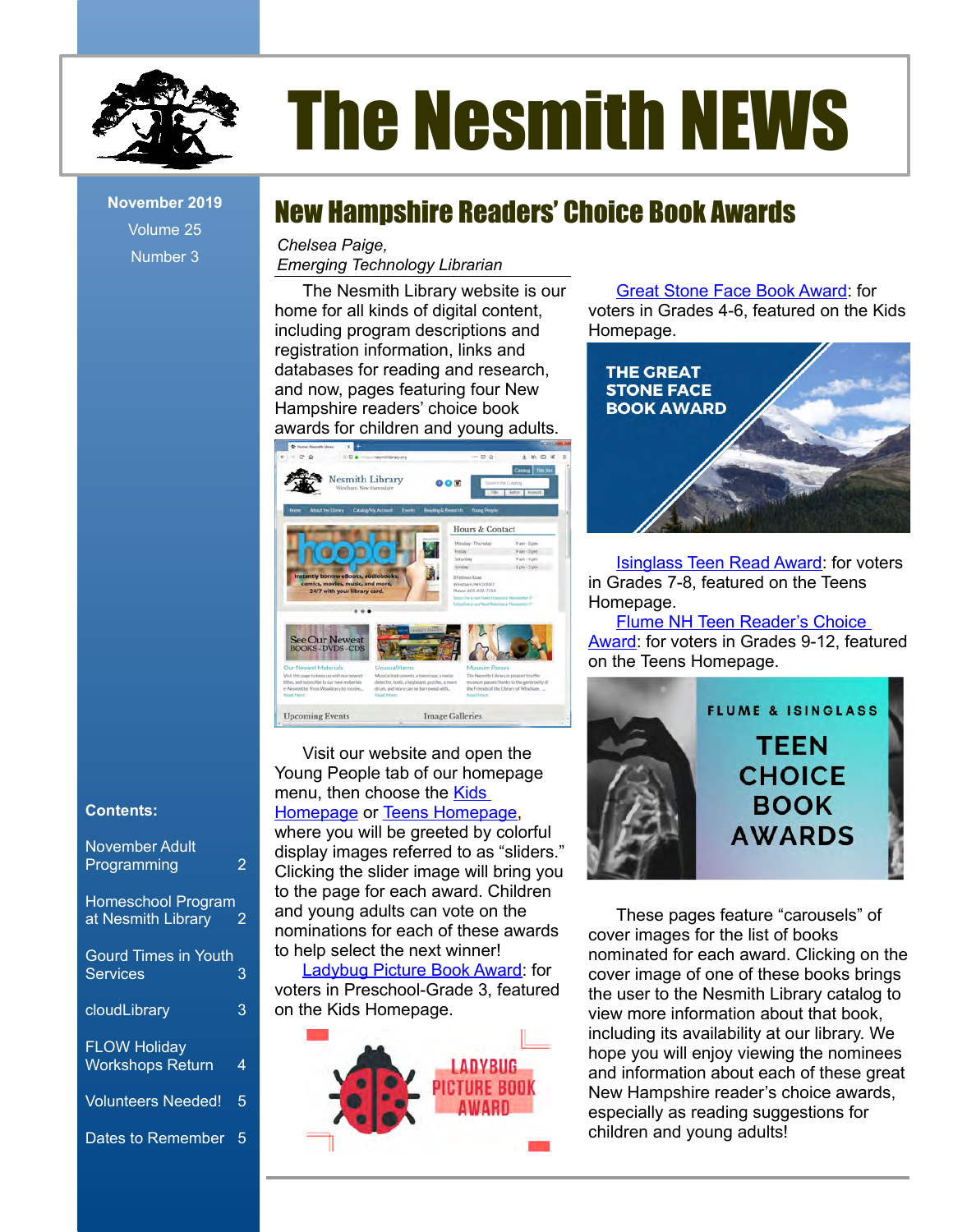# The Nesmith NEWS

November 2019
Volume 25
Number 3

## New Hampshire Readers' Choice Book Awards

*Chelsea Paige,*
*Emerging Technology Librarian*

The Nesmith Library website is our home for all kinds of digital content, including program descriptions and registration information, links and databases for reading and research, and now, pages featuring four New Hampshire readers' choice book awards for children and young adults.

Visit our website and open the Young People tab of our homepage menu, then choose the Kids Homepage or Teens Homepage, where you will be greeted by colorful display images referred to as "sliders." Clicking the slider image will bring you to the page for each award. Children and young adults can vote on the nominations for each of these awards to help select the next winner!

Ladybug Picture Book Award: for voters in Preschool-Grade 3, featured on the Kids Homepage.

Great Stone Face Book Award: for voters in Grades 4-6, featured on the Kids Homepage.

Isinglass Teen Read Award: for voters in Grades 7-8, featured on the Teens Homepage.

Flume NH Teen Reader's Choice Award: for voters in Grades 9-12, featured on the Teens Homepage.

These pages feature "carousels" of cover images for the list of books nominated for each award. Clicking on the cover image of one of these books brings the user to the Nesmith Library catalog to view more information about that book, including its availability at our library. We hope you will enjoy viewing the nominees and information about each of these great New Hampshire reader's choice awards, especially as reading suggestions for children and young adults!

**Contents:**

| | |
|---|---|
| November Adult Programming | 2 |
| Homeschool Program at Nesmith Library | 2 |
| Gourd Times in Youth Services | 3 |
| cloudLibrary | 3 |
| FLOW Holiday Workshops Return | 4 |
| Volunteers Needed! | 5 |
| Dates to Remember | 5 |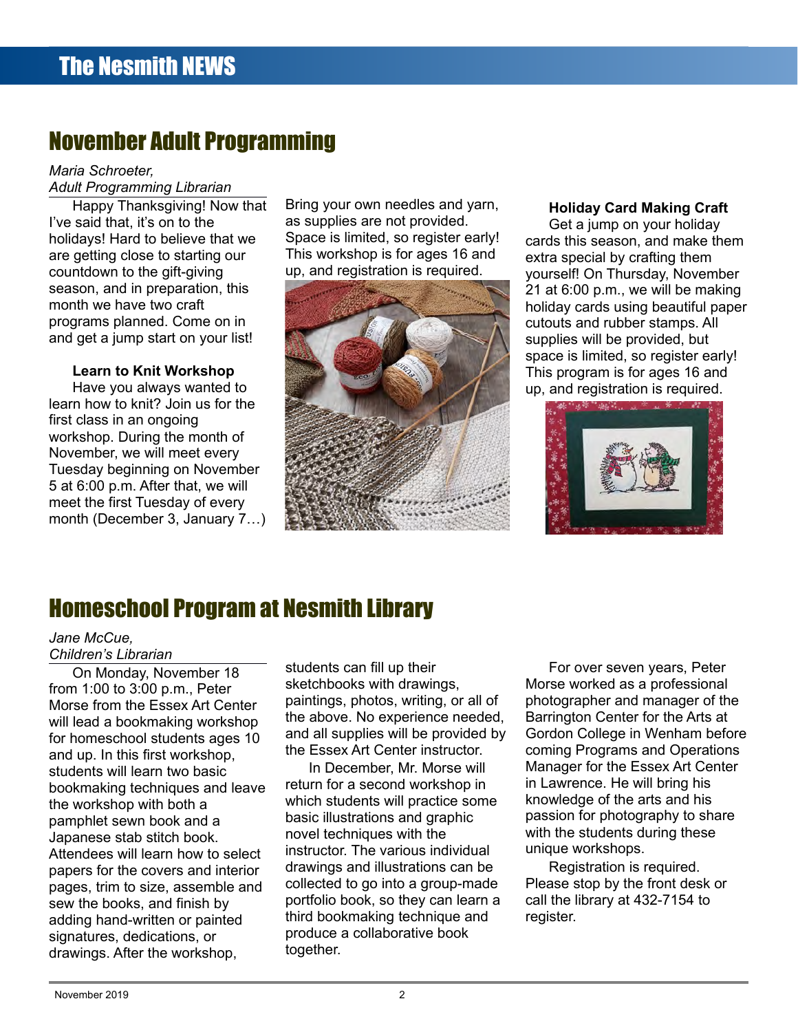## November Adult Programming

*Maria Schroeter,*
*Adult Programming Librarian*

Happy Thanksgiving! Now that I've said that, it's on to the holidays! Hard to believe that we are getting close to starting our countdown to the gift-giving season, and in preparation, this month we have two craft programs planned. Come on in and get a jump start on your list!

**Learn to Knit Workshop**

Have you always wanted to learn how to knit? Join us for the first class in an ongoing workshop. During the month of November, we will meet every Tuesday beginning on November 5 at 6:00 p.m. After that, we will meet the first Tuesday of every month (December 3, January 7…) Bring your own needles and yarn, as supplies are not provided. Space is limited, so register early! This workshop is for ages 16 and up, and registration is required.

**Holiday Card Making Craft**

Get a jump on your holiday cards this season, and make them extra special by crafting them yourself! On Thursday, November 21 at 6:00 p.m., we will be making holiday cards using beautiful paper cutouts and rubber stamps. All supplies will be provided, but space is limited, so register early! This program is for ages 16 and up, and registration is required.

## Homeschool Program at Nesmith Library

*Jane McCue,*
*Children's Librarian*

On Monday, November 18 from 1:00 to 3:00 p.m., Peter Morse from the Essex Art Center will lead a bookmaking workshop for homeschool students ages 10 and up. In this first workshop, students will learn two basic bookmaking techniques and leave the workshop with both a pamphlet sewn book and a Japanese stab stitch book. Attendees will learn how to select papers for the covers and interior pages, trim to size, assemble and sew the books, and finish by adding hand-written or painted signatures, dedications, or drawings. After the workshop, students can fill up their sketchbooks with drawings, paintings, photos, writing, or all of the above. No experience needed, and all supplies will be provided by the Essex Art Center instructor.

In December, Mr. Morse will return for a second workshop in which students will practice some basic illustrations and graphic novel techniques with the instructor. The various individual drawings and illustrations can be collected to go into a group-made portfolio book, so they can learn a third bookmaking technique and produce a collaborative book together.

For over seven years, Peter Morse worked as a professional photographer and manager of the Barrington Center for the Arts at Gordon College in Wenham before coming Programs and Operations Manager for the Essex Art Center in Lawrence. He will bring his knowledge of the arts and his passion for photography to share with the students during these unique workshops.

Registration is required. Please stop by the front desk or call the library at 432-7154 to register.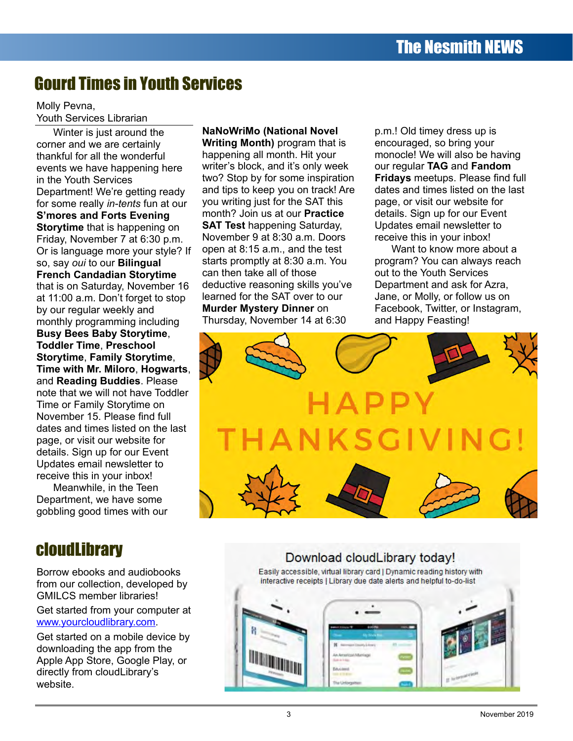# Gourd Times in Youth Services

Molly Pevna,
Youth Services Librarian

Winter is just around the corner and we are certainly thankful for all the wonderful events we have happening here in the Youth Services Department! We're getting ready for some really *in-tents* fun at our **S'mores and Forts Evening Storytime** that is happening on Friday, November 7 at 6:30 p.m. Or is language more your style? If so, say *oui* to our **Bilingual French Candadian Storytime** that is on Saturday, November 16 at 11:00 a.m. Don't forget to stop by our regular weekly and monthly programming including **Busy Bees Baby Storytime**, **Toddler Time**, **Preschool Storytime**, **Family Storytime**, **Time with Mr. Miloro**, **Hogwarts**, and **Reading Buddies**. Please note that we will not have Toddler Time or Family Storytime on November 15. Please find full dates and times listed on the last page, or visit our website for details. Sign up for our Event Updates email newsletter to receive this in your inbox!

Meanwhile, in the Teen Department, we have some gobbling good times with our **NaNoWriMo (National Novel Writing Month)** program that is happening all month. Hit your writer's block, and it's only week two? Stop by for some inspiration and tips to keep you on track! Are you writing just for the SAT this month? Join us at our **Practice SAT Test** happening Saturday, November 9 at 8:30 a.m. Doors open at 8:15 a.m., and the test starts promptly at 8:30 a.m. You can then take all of those deductive reasoning skills you've learned for the SAT over to our **Murder Mystery Dinner** on Thursday, November 14 at 6:30 p.m.! Old timey dress up is encouraged, so bring your monocle! We will also be having our regular **TAG** and **Fandom Fridays** meetups. Please find full dates and times listed on the last page, or visit our website for details. Sign up for our Event Updates email newsletter to receive this in your inbox!

Want to know more about a program? You can always reach out to the Youth Services Department and ask for Azra, Jane, or Molly, or follow us on Facebook, Twitter, or Instagram, and Happy Feasting!

# cloudLibrary

Borrow ebooks and audiobooks from our collection, developed by GMILCS member libraries!

Get started from your computer at www.yourcloudlibrary.com.

Get started on a mobile device by downloading the app from the Apple App Store, Google Play, or directly from cloudLibrary's website.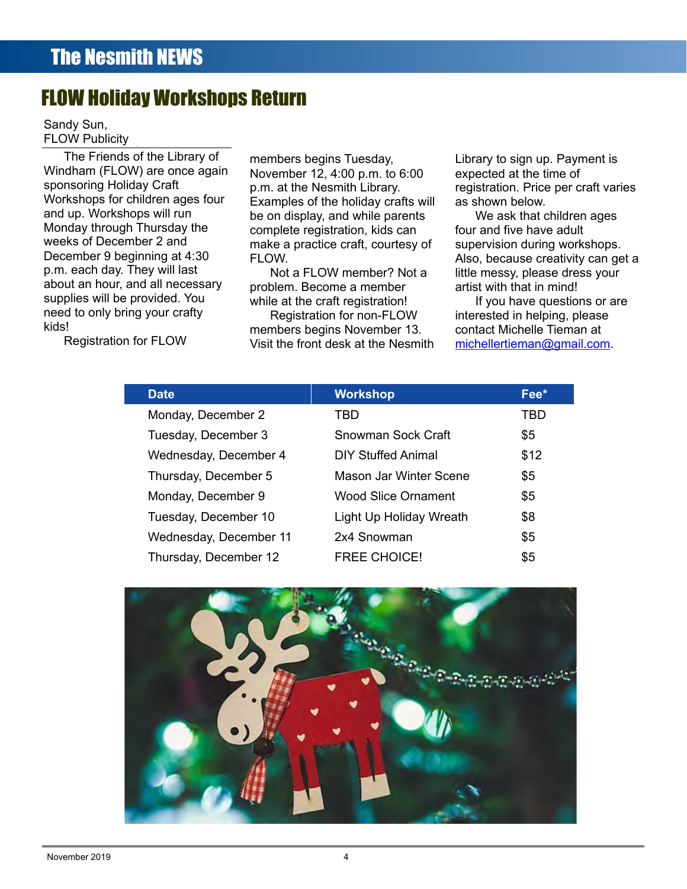# FLOW Holiday Workshops Return

Sandy Sun,
FLOW Publicity

The Friends of the Library of Windham (FLOW) are once again sponsoring Holiday Craft Workshops for children ages four and up. Workshops will run Monday through Thursday the weeks of December 2 and December 9 beginning at 4:30 p.m. each day. They will last about an hour, and all necessary supplies will be provided. You need to only bring your crafty kids!

Registration for FLOW members begins Tuesday, November 12, 4:00 p.m. to 6:00 p.m. at the Nesmith Library. Examples of the holiday crafts will be on display, and while parents complete registration, kids can make a practice craft, courtesy of FLOW.

Not a FLOW member? Not a problem. Become a member while at the craft registration!

Registration for non-FLOW members begins November 13. Visit the front desk at the Nesmith Library to sign up. Payment is expected at the time of registration. Price per craft varies as shown below.

We ask that children ages four and five have adult supervision during workshops. Also, because creativity can get a little messy, please dress your artist with that in mind!

If you have questions or are interested in helping, please contact Michelle Tieman at michellertieman@gmail.com.

| Date | Workshop | Fee* |
|---|---|---|
| Monday, December 2 | TBD | TBD |
| Tuesday, December 3 | Snowman Sock Craft | $5 |
| Wednesday, December 4 | DIY Stuffed Animal | $12 |
| Thursday, December 5 | Mason Jar Winter Scene | $5 |
| Monday, December 9 | Wood Slice Ornament | $5 |
| Tuesday, December 10 | Light Up Holiday Wreath | $8 |
| Wednesday, December 11 | 2x4 Snowman | $5 |
| Thursday, December 12 | FREE CHOICE! | $5 |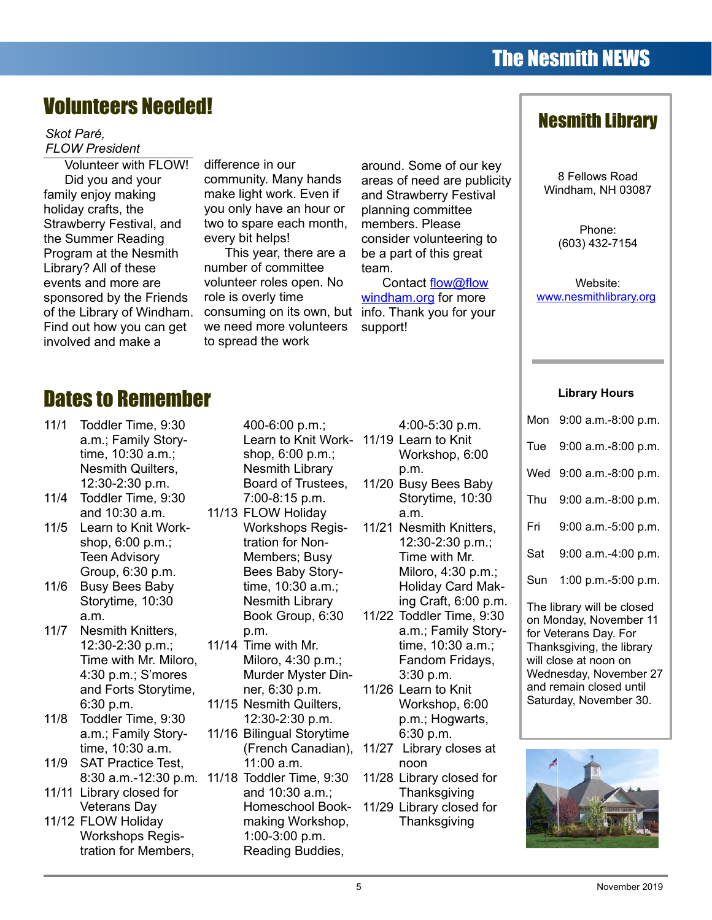## Volunteers Needed!

*Skot Paré,*
*FLOW President*

Volunteer with FLOW!

Did you and your family enjoy making holiday crafts, the Strawberry Festival, and the Summer Reading Program at the Nesmith Library? All of these events and more are sponsored by the Friends of the Library of Windham. Find out how you can get involved and make a difference in our community. Many hands make light work. Even if you only have an hour or two to spare each month, every bit helps!

This year, there are a number of committee volunteer roles open. No role is overly time consuming on its own, but we need more volunteers to spread the work around. Some of our key areas of need are publicity and Strawberry Festival planning committee members. Please consider volunteering to be a part of this great team.

Contact flow@flowwindham.org for more info. Thank you for your support!

## Dates to Remember

- 11/1 Toddler Time, 9:30 a.m.; Family Storytime, 10:30 a.m.; Nesmith Quilters, 12:30-2:30 p.m.
- 11/4 Toddler Time, 9:30 and 10:30 a.m.
- 11/5 Learn to Knit Workshop, 6:00 p.m.; Teen Advisory Group, 6:30 p.m.
- 11/6 Busy Bees Baby Storytime, 10:30 a.m.
- 11/7 Nesmith Knitters, 12:30-2:30 p.m.; Time with Mr. Miloro, 4:30 p.m.; S'mores and Forts Storytime, 6:30 p.m.
- 11/8 Toddler Time, 9:30 a.m.; Family Storytime, 10:30 a.m.
- 11/9 SAT Practice Test, 8:30 a.m.-12:30 p.m.
- 11/11 Library closed for Veterans Day
- 11/12 FLOW Holiday Workshops Registration for Members, 400-6:00 p.m.; Learn to Knit Workshop, 6:00 p.m.; Nesmith Library Board of Trustees, 7:00-8:15 p.m.
- 11/13 FLOW Holiday Workshops Registration for Non-Members; Busy Bees Baby Storytime, 10:30 a.m.; Nesmith Library Book Group, 6:30 p.m.
- 11/14 Time with Mr. Miloro, 4:30 p.m.; Murder Myster Dinner, 6:30 p.m.
- 11/15 Nesmith Quilters, 12:30-2:30 p.m.
- 11/16 Bilingual Storytime (French Canadian), 11:00 a.m.
- 11/18 Toddler Time, 9:30 and 10:30 a.m.; Homeschool Bookmaking Workshop, 1:00-3:00 p.m. Reading Buddies, 4:00-5:30 p.m.
- 11/19 Learn to Knit Workshop, 6:00 p.m.
- 11/20 Busy Bees Baby Storytime, 10:30 a.m.
- 11/21 Nesmith Knitters, 12:30-2:30 p.m.; Time with Mr. Miloro, 4:30 p.m.; Holiday Card Making Craft, 6:00 p.m.
- 11/22 Toddler Time, 9:30 a.m.; Family Storytime, 10:30 a.m.; Fandom Fridays, 3:30 p.m.
- 11/26 Learn to Knit Workshop, 6:00 p.m.; Hogwarts, 6:30 p.m.
- 11/27 Library closes at noon
- 11/28 Library closed for Thanksgiving
- 11/29 Library closed for Thanksgiving

## Nesmith Library

8 Fellows Road
Windham, NH 03087

Phone:
(603) 432-7154

Website:
www.nesmithlibrary.org

**Library Hours**

| | |
|---|---|
| Mon | 9:00 a.m.-8:00 p.m. |
| Tue | 9:00 a.m.-8:00 p.m. |
| Wed | 9:00 a.m.-8:00 p.m. |
| Thu | 9:00 a.m.-8:00 p.m. |
| Fri | 9:00 a.m.-5:00 p.m. |
| Sat | 9:00 a.m.-4:00 p.m. |
| Sun | 1:00 p.m.-5:00 p.m. |

The library will be closed on Monday, November 11 for Veterans Day. For Thanksgiving, the library will close at noon on Wednesday, November 27 and remain closed until Saturday, November 30.